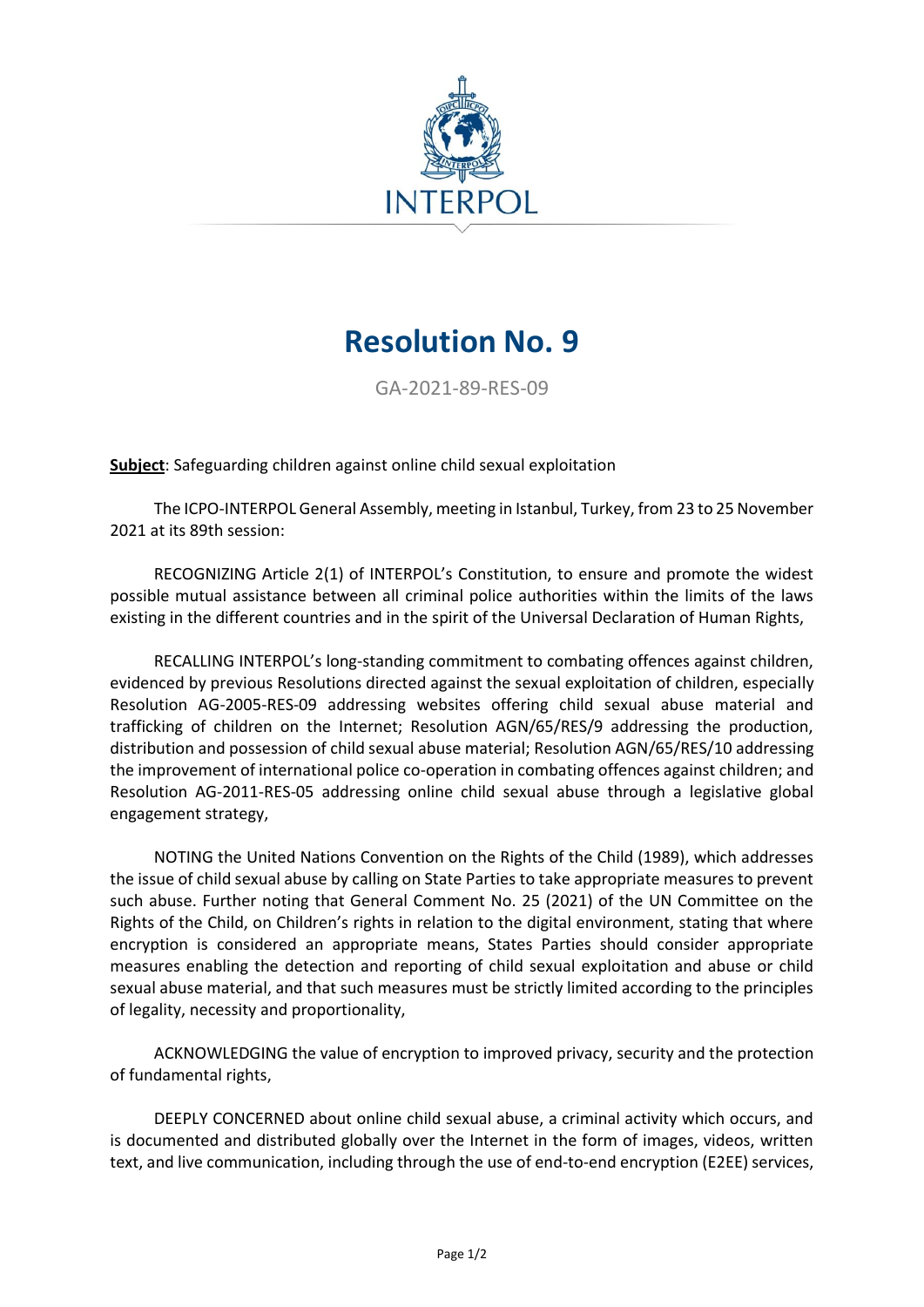# Resolution No. 9

GA-2021-89-RES-09

**Subject**: Safeguarding children against online child sexual exploitation

The ICPO-INTERPOL General Assembly, meeting in Istanbul, Turkey, from 23 to 25 November 2021 at its 89th session:

RECOGNIZING Article 2(1) of INTERPOL's Constitution, to ensure and promote the widest possible mutual assistance between all criminal police authorities within the limits of the laws existing in the different countries and in the spirit of the Universal Declaration of Human Rights,

RECALLING INTERPOL's long-standing commitment to combating offences against children, evidenced by previous Resolutions directed against the sexual exploitation of children, especially Resolution AG-2005-RES-09 addressing websites offering child sexual abuse material and trafficking of children on the Internet; Resolution AGN/65/RES/9 addressing the production, distribution and possession of child sexual abuse material; Resolution AGN/65/RES/10 addressing the improvement of international police co-operation in combating offences against children; and Resolution AG-2011-RES-05 addressing online child sexual abuse through a legislative global engagement strategy,

NOTING the United Nations Convention on the Rights of the Child (1989), which addresses the issue of child sexual abuse by calling on State Parties to take appropriate measures to prevent such abuse. Further noting that General Comment No. 25 (2021) of the UN Committee on the Rights of the Child, on Children's rights in relation to the digital environment, stating that where encryption is considered an appropriate means, States Parties should consider appropriate measures enabling the detection and reporting of child sexual exploitation and abuse or child sexual abuse material, and that such measures must be strictly limited according to the principles of legality, necessity and proportionality,

ACKNOWLEDGING the value of encryption to improved privacy, security and the protection of fundamental rights,

DEEPLY CONCERNED about online child sexual abuse, a criminal activity which occurs, and is documented and distributed globally over the Internet in the form of images, videos, written text, and live communication, including through the use of end-to-end encryption (E2EE) services,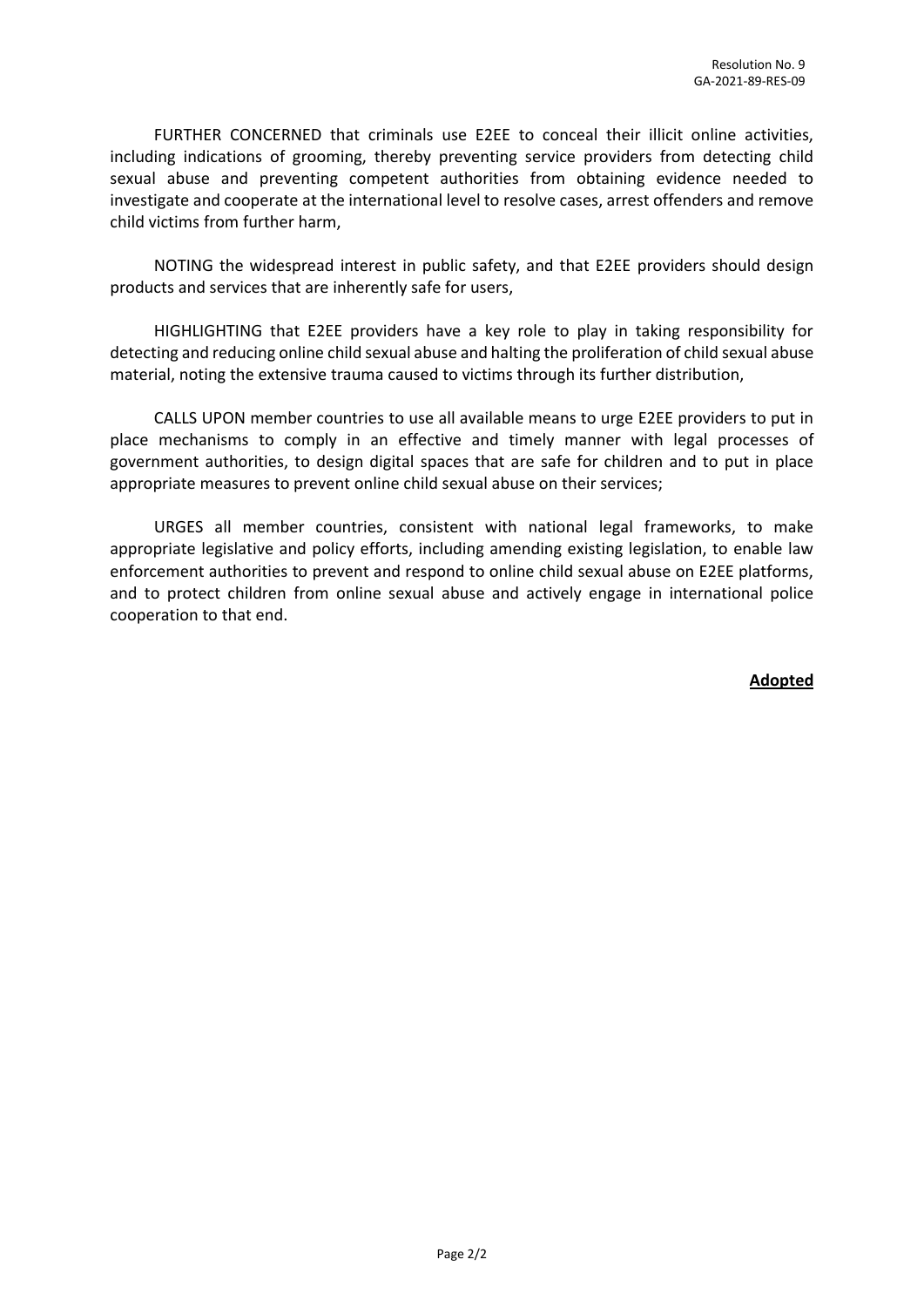FURTHER CONCERNED that criminals use E2EE to conceal their illicit online activities, including indications of grooming, thereby preventing service providers from detecting child sexual abuse and preventing competent authorities from obtaining evidence needed to investigate and cooperate at the international level to resolve cases, arrest offenders and remove child victims from further harm,

NOTING the widespread interest in public safety, and that E2EE providers should design products and services that are inherently safe for users,

HIGHLIGHTING that E2EE providers have a key role to play in taking responsibility for detecting and reducing online child sexual abuse and halting the proliferation of child sexual abuse material, noting the extensive trauma caused to victims through its further distribution,

CALLS UPON member countries to use all available means to urge E2EE providers to put in place mechanisms to comply in an effective and timely manner with legal processes of government authorities, to design digital spaces that are safe for children and to put in place appropriate measures to prevent online child sexual abuse on their services;

URGES all member countries, consistent with national legal frameworks, to make appropriate legislative and policy efforts, including amending existing legislation, to enable law enforcement authorities to prevent and respond to online child sexual abuse on E2EE platforms, and to protect children from online sexual abuse and actively engage in international police cooperation to that end.

**Adopted**